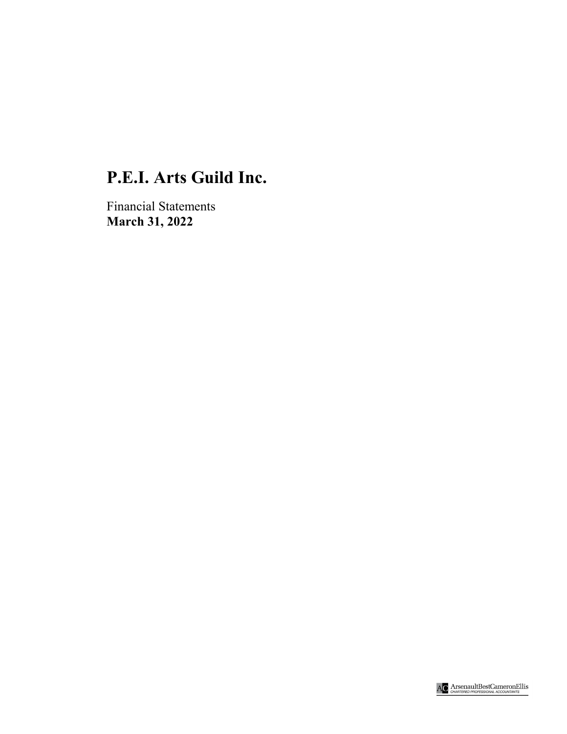# P.E.I. Arts Guild Inc.

Financial Statements
**March 31, 2022**

ArsenaultBestCameronEllis
CHARTERED PROFESSIONAL ACCOUNTANTS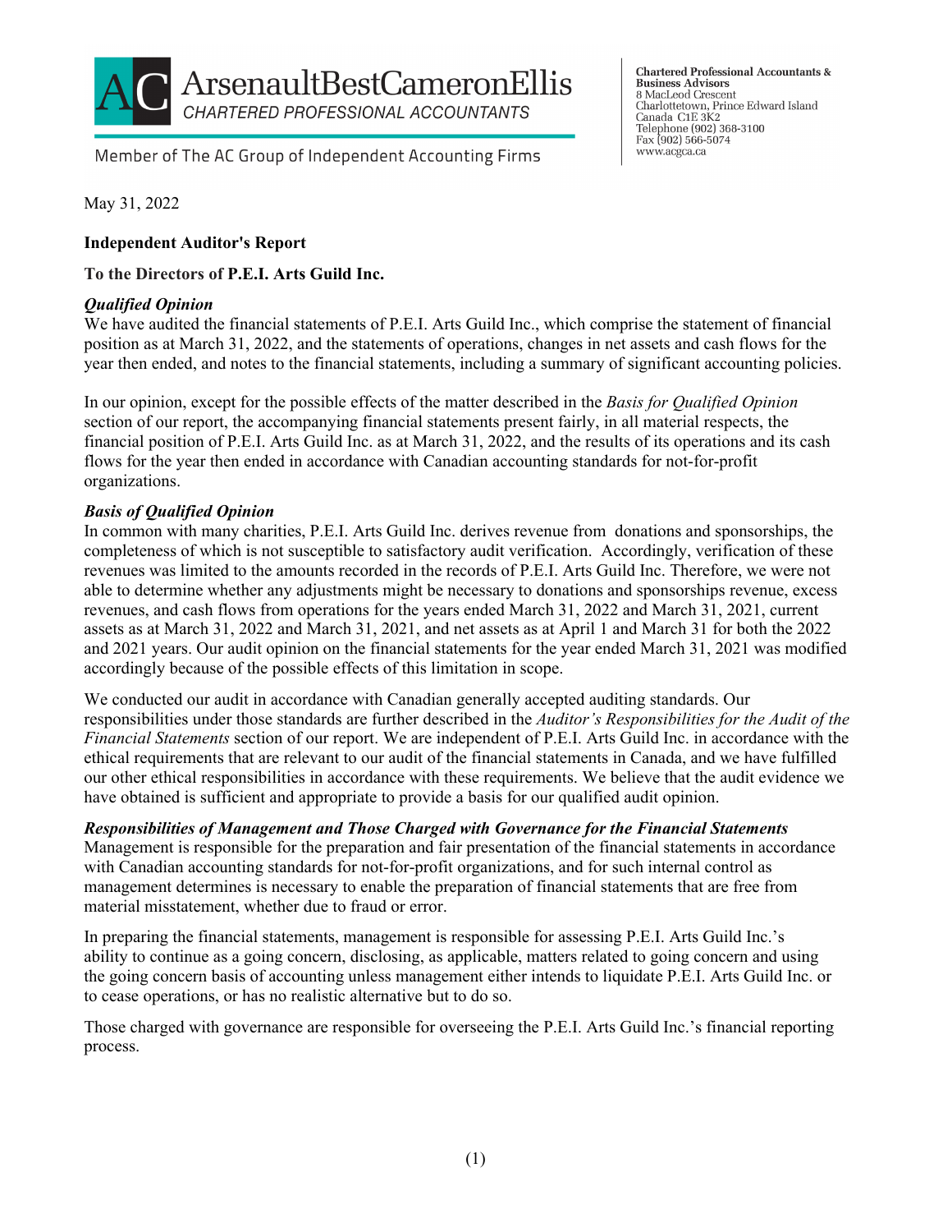ArsenaultBestCameronEllis
CHARTERED PROFESSIONAL ACCOUNTANTS

Member of The AC Group of Independent Accounting Firms

**Chartered Professional Accountants & Business Advisors**
8 MacLeod Crescent
Charlottetown, Prince Edward Island
Canada C1E 3K2
Telephone (902) 368-3100
Fax (902) 566-5074
www.acgca.ca

May 31, 2022

**Independent Auditor's Report**

**To the Directors of P.E.I. Arts Guild Inc.**

***Qualified Opinion***

We have audited the financial statements of P.E.I. Arts Guild Inc., which comprise the statement of financial position as at March 31, 2022, and the statements of operations, changes in net assets and cash flows for the year then ended, and notes to the financial statements, including a summary of significant accounting policies.

In our opinion, except for the possible effects of the matter described in the *Basis for Qualified Opinion* section of our report, the accompanying financial statements present fairly, in all material respects, the financial position of P.E.I. Arts Guild Inc. as at March 31, 2022, and the results of its operations and its cash flows for the year then ended in accordance with Canadian accounting standards for not-for-profit organizations.

***Basis of Qualified Opinion***

In common with many charities, P.E.I. Arts Guild Inc. derives revenue from donations and sponsorships, the completeness of which is not susceptible to satisfactory audit verification. Accordingly, verification of these revenues was limited to the amounts recorded in the records of P.E.I. Arts Guild Inc. Therefore, we were not able to determine whether any adjustments might be necessary to donations and sponsorships revenue, excess revenues, and cash flows from operations for the years ended March 31, 2022 and March 31, 2021, current assets as at March 31, 2022 and March 31, 2021, and net assets as at April 1 and March 31 for both the 2022 and 2021 years. Our audit opinion on the financial statements for the year ended March 31, 2021 was modified accordingly because of the possible effects of this limitation in scope.

We conducted our audit in accordance with Canadian generally accepted auditing standards. Our responsibilities under those standards are further described in the *Auditor's Responsibilities for the Audit of the Financial Statements* section of our report. We are independent of P.E.I. Arts Guild Inc. in accordance with the ethical requirements that are relevant to our audit of the financial statements in Canada, and we have fulfilled our other ethical responsibilities in accordance with these requirements. We believe that the audit evidence we have obtained is sufficient and appropriate to provide a basis for our qualified audit opinion.

***Responsibilities of Management and Those Charged with Governance for the Financial Statements***

Management is responsible for the preparation and fair presentation of the financial statements in accordance with Canadian accounting standards for not-for-profit organizations, and for such internal control as management determines is necessary to enable the preparation of financial statements that are free from material misstatement, whether due to fraud or error.

In preparing the financial statements, management is responsible for assessing P.E.I. Arts Guild Inc.'s ability to continue as a going concern, disclosing, as applicable, matters related to going concern and using the going concern basis of accounting unless management either intends to liquidate P.E.I. Arts Guild Inc. or to cease operations, or has no realistic alternative but to do so.

Those charged with governance are responsible for overseeing the P.E.I. Arts Guild Inc.'s financial reporting process.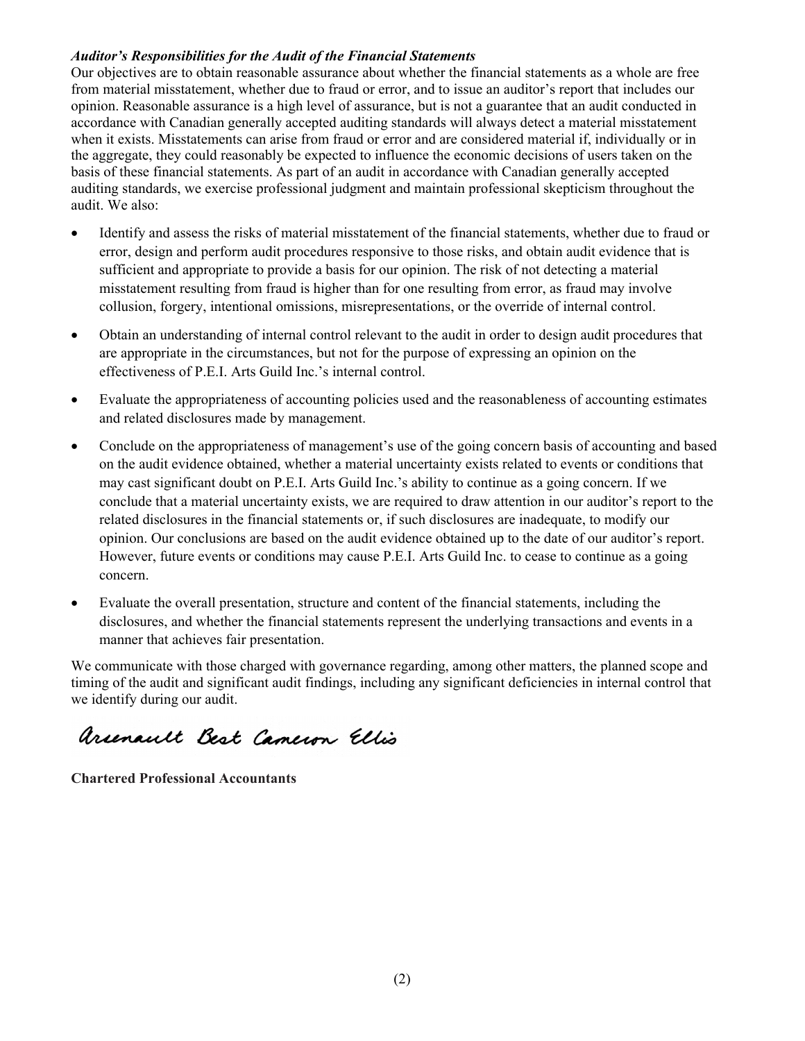***Auditor's Responsibilities for the Audit of the Financial Statements***

Our objectives are to obtain reasonable assurance about whether the financial statements as a whole are free from material misstatement, whether due to fraud or error, and to issue an auditor's report that includes our opinion. Reasonable assurance is a high level of assurance, but is not a guarantee that an audit conducted in accordance with Canadian generally accepted auditing standards will always detect a material misstatement when it exists. Misstatements can arise from fraud or error and are considered material if, individually or in the aggregate, they could reasonably be expected to influence the economic decisions of users taken on the basis of these financial statements. As part of an audit in accordance with Canadian generally accepted auditing standards, we exercise professional judgment and maintain professional skepticism throughout the audit. We also:

- Identify and assess the risks of material misstatement of the financial statements, whether due to fraud or error, design and perform audit procedures responsive to those risks, and obtain audit evidence that is sufficient and appropriate to provide a basis for our opinion. The risk of not detecting a material misstatement resulting from fraud is higher than for one resulting from error, as fraud may involve collusion, forgery, intentional omissions, misrepresentations, or the override of internal control.

- Obtain an understanding of internal control relevant to the audit in order to design audit procedures that are appropriate in the circumstances, but not for the purpose of expressing an opinion on the effectiveness of P.E.I. Arts Guild Inc.'s internal control.

- Evaluate the appropriateness of accounting policies used and the reasonableness of accounting estimates and related disclosures made by management.

- Conclude on the appropriateness of management's use of the going concern basis of accounting and based on the audit evidence obtained, whether a material uncertainty exists related to events or conditions that may cast significant doubt on P.E.I. Arts Guild Inc.'s ability to continue as a going concern. If we conclude that a material uncertainty exists, we are required to draw attention in our auditor's report to the related disclosures in the financial statements or, if such disclosures are inadequate, to modify our opinion. Our conclusions are based on the audit evidence obtained up to the date of our auditor's report. However, future events or conditions may cause P.E.I. Arts Guild Inc. to cease to continue as a going concern.

- Evaluate the overall presentation, structure and content of the financial statements, including the disclosures, and whether the financial statements represent the underlying transactions and events in a manner that achieves fair presentation.

We communicate with those charged with governance regarding, among other matters, the planned scope and timing of the audit and significant audit findings, including any significant deficiencies in internal control that we identify during our audit.

Arsenault Best Cameron Ellis

**Chartered Professional Accountants**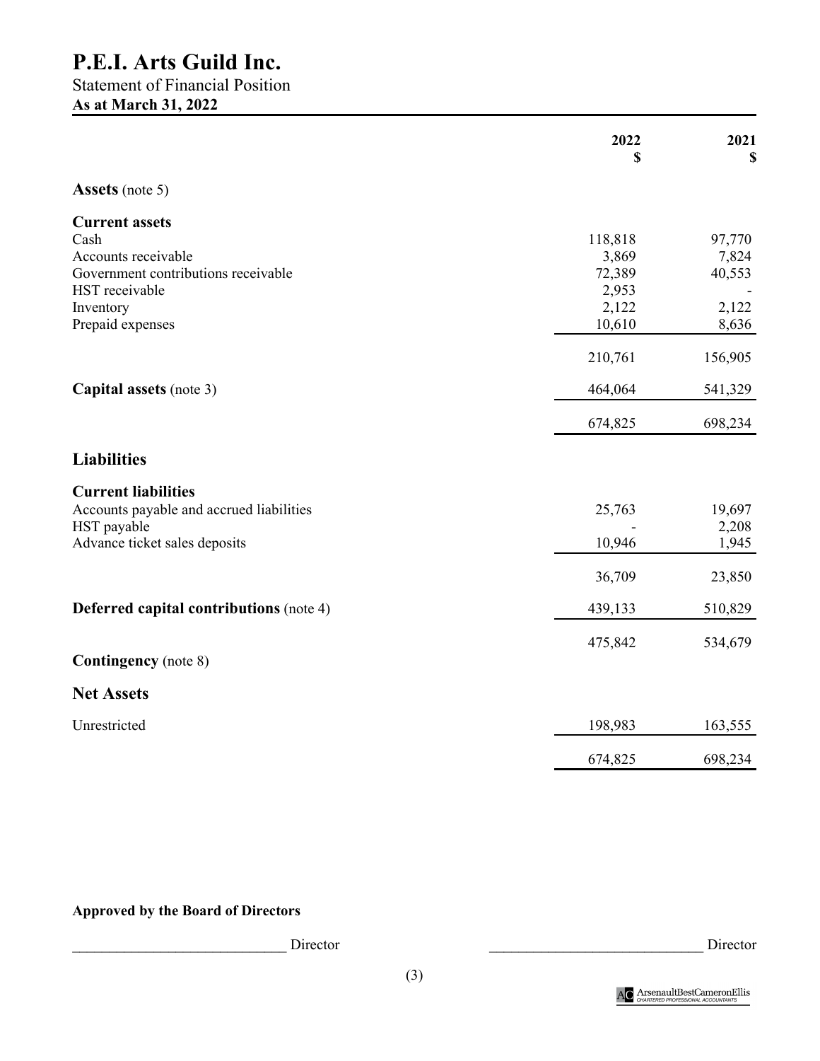# P.E.I. Arts Guild Inc.

Statement of Financial Position

**As at March 31, 2022**

| | 2022<br>$ | 2021<br>$ |
|---|---|---|
| **Assets** (note 5) | | |
| **Current assets** | | |
| Cash | 118,818 | 97,770 |
| Accounts receivable | 3,869 | 7,824 |
| Government contributions receivable | 72,389 | 40,553 |
| HST receivable | 2,953 | - |
| Inventory | 2,122 | 2,122 |
| Prepaid expenses | 10,610 | 8,636 |
| | 210,761 | 156,905 |
| **Capital assets** (note 3) | 464,064 | 541,329 |
| | 674,825 | 698,234 |
| **Liabilities** | | |
| **Current liabilities** | | |
| Accounts payable and accrued liabilities | 25,763 | 19,697 |
| HST payable | - | 2,208 |
| Advance ticket sales deposits | 10,946 | 1,945 |
| | 36,709 | 23,850 |
| **Deferred capital contributions** (note 4) | 439,133 | 510,829 |
| | 475,842 | 534,679 |
| **Contingency** (note 8) | | |
| **Net Assets** | | |
| Unrestricted | 198,983 | 163,555 |
| | 674,825 | 698,234 |

**Approved by the Board of Directors**

_____________________________ Director _____________________________ Director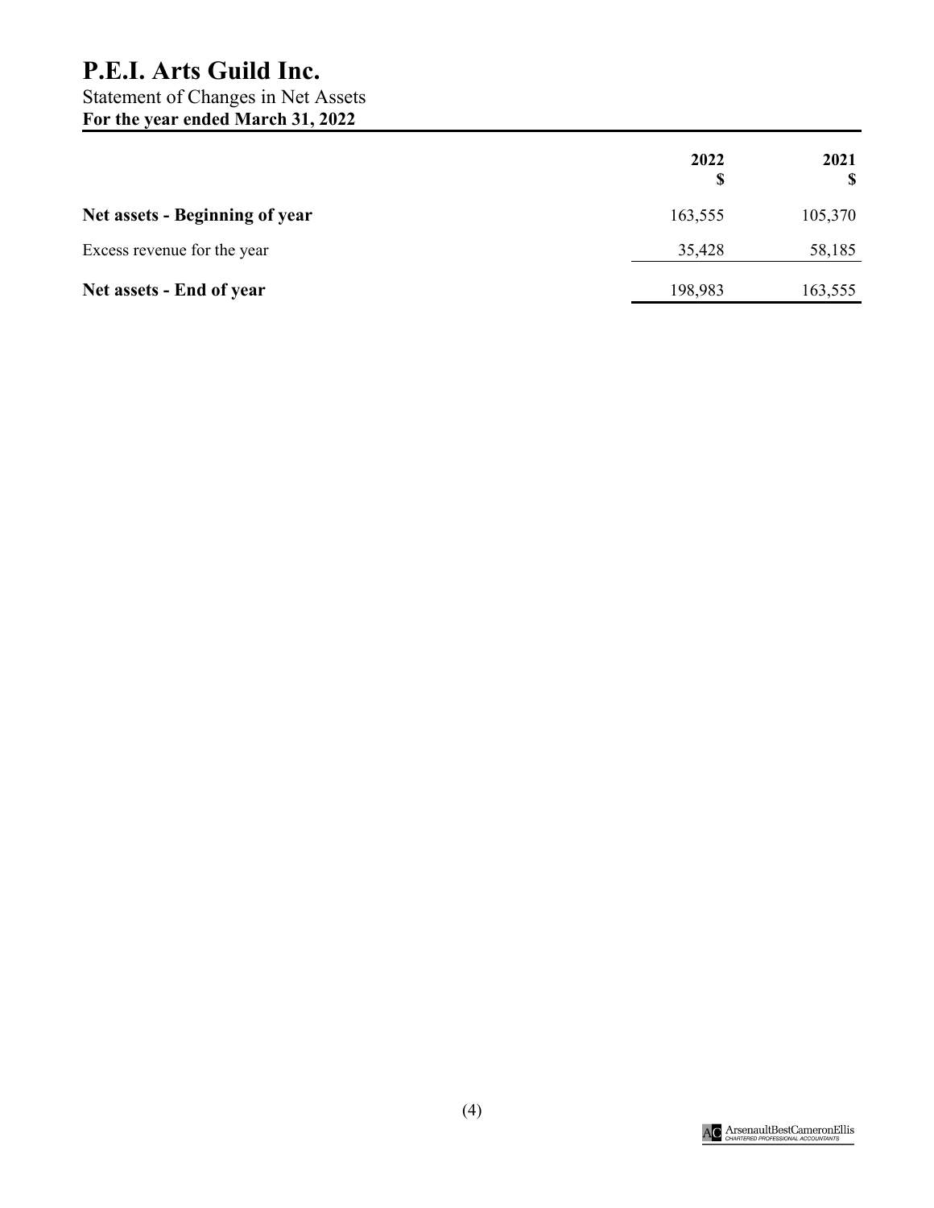# P.E.I. Arts Guild Inc.

Statement of Changes in Net Assets

**For the year ended March 31, 2022**

| | 2022<br>$ | 2021<br>$ |
|---|---|---|
| **Net assets - Beginning of year** | 163,555 | 105,370 |
| Excess revenue for the year | 35,428 | 58,185 |
| **Net assets - End of year** | 198,983 | 163,555 |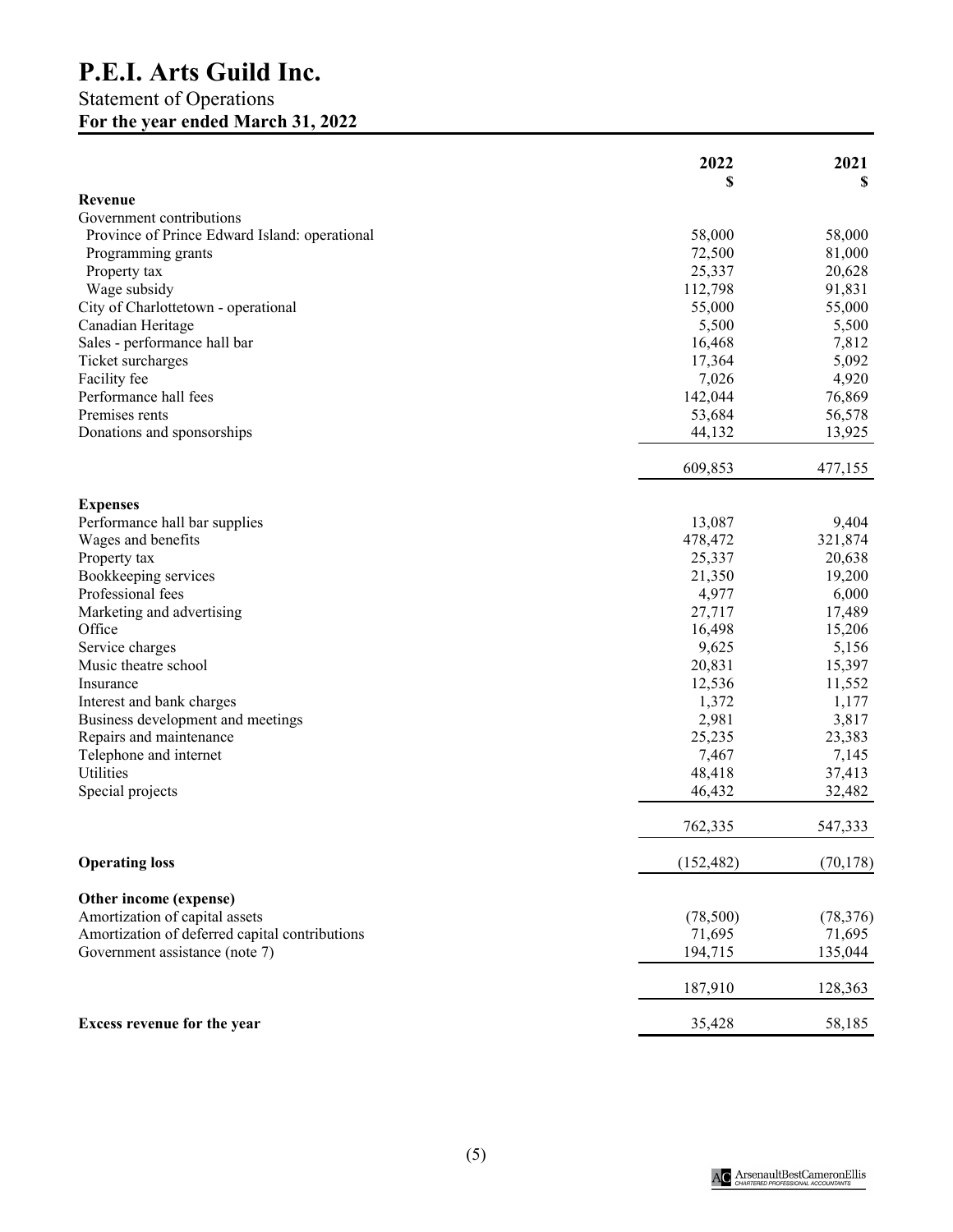# P.E.I. Arts Guild Inc.

## Statement of Operations

**For the year ended March 31, 2022**

| | 2022<br>$ | 2021<br>$ |
|---|---|---|
| **Revenue** | | |
| Government contributions | | |
| Province of Prince Edward Island: operational | 58,000 | 58,000 |
| Programming grants | 72,500 | 81,000 |
| Property tax | 25,337 | 20,628 |
| Wage subsidy | 112,798 | 91,831 |
| City of Charlottetown - operational | 55,000 | 55,000 |
| Canadian Heritage | 5,500 | 5,500 |
| Sales - performance hall bar | 16,468 | 7,812 |
| Ticket surcharges | 17,364 | 5,092 |
| Facility fee | 7,026 | 4,920 |
| Performance hall fees | 142,044 | 76,869 |
| Premises rents | 53,684 | 56,578 |
| Donations and sponsorships | 44,132 | 13,925 |
| | 609,853 | 477,155 |
| **Expenses** | | |
| Performance hall bar supplies | 13,087 | 9,404 |
| Wages and benefits | 478,472 | 321,874 |
| Property tax | 25,337 | 20,638 |
| Bookkeeping services | 21,350 | 19,200 |
| Professional fees | 4,977 | 6,000 |
| Marketing and advertising | 27,717 | 17,489 |
| Office | 16,498 | 15,206 |
| Service charges | 9,625 | 5,156 |
| Music theatre school | 20,831 | 15,397 |
| Insurance | 12,536 | 11,552 |
| Interest and bank charges | 1,372 | 1,177 |
| Business development and meetings | 2,981 | 3,817 |
| Repairs and maintenance | 25,235 | 23,383 |
| Telephone and internet | 7,467 | 7,145 |
| Utilities | 48,418 | 37,413 |
| Special projects | 46,432 | 32,482 |
| | 762,335 | 547,333 |
| **Operating loss** | (152,482) | (70,178) |
| **Other income (expense)** | | |
| Amortization of capital assets | (78,500) | (78,376) |
| Amortization of deferred capital contributions | 71,695 | 71,695 |
| Government assistance (note 7) | 194,715 | 135,044 |
| | 187,910 | 128,363 |
| **Excess revenue for the year** | 35,428 | 58,185 |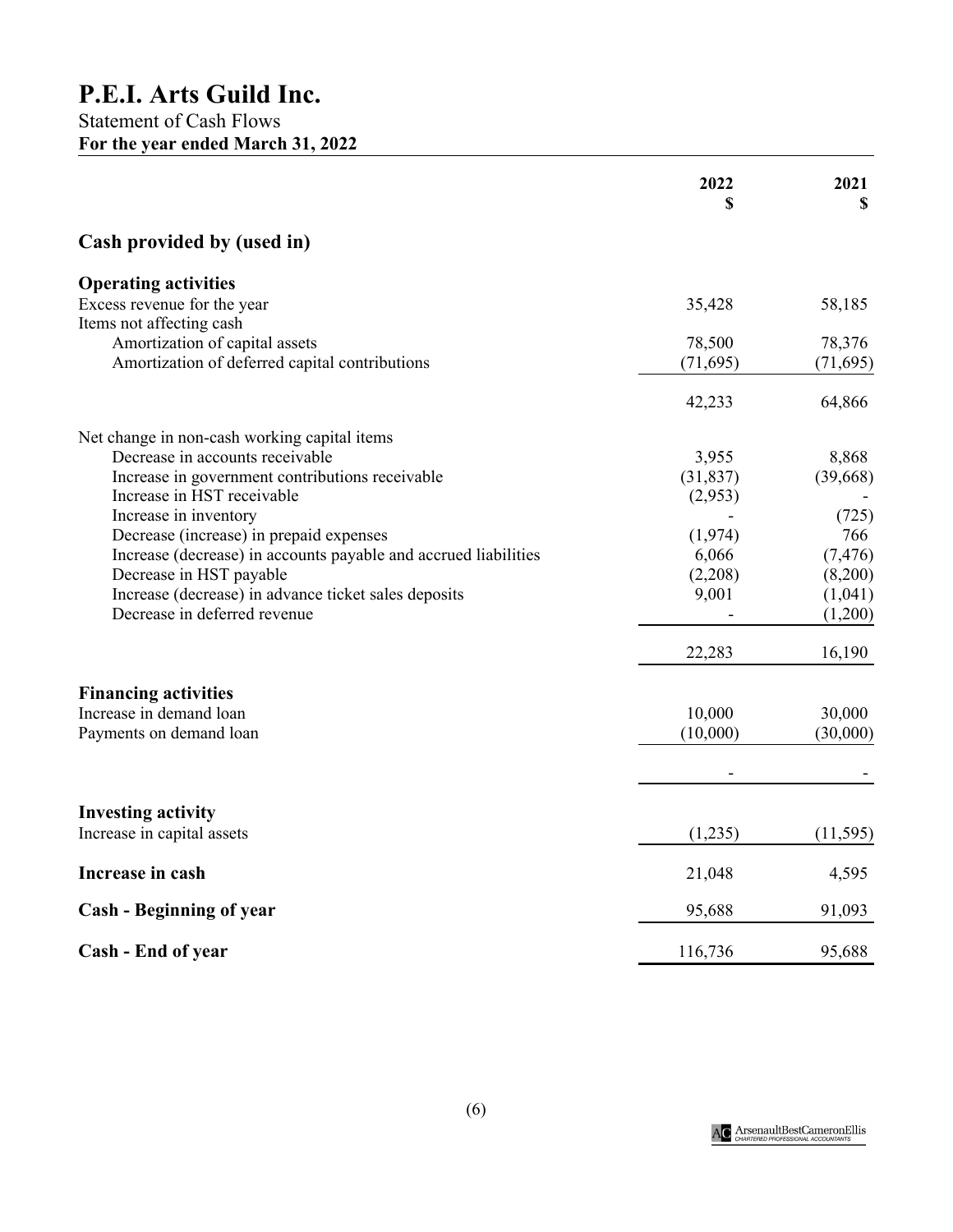# P.E.I. Arts Guild Inc.

Statement of Cash Flows

**For the year ended March 31, 2022**

| | 2022<br>$ | 2021<br>$ |
|---|---|---|
| **Cash provided by (used in)** | | |
| **Operating activities** | | |
| Excess revenue for the year | 35,428 | 58,185 |
| Items not affecting cash | | |
| Amortization of capital assets | 78,500 | 78,376 |
| Amortization of deferred capital contributions | (71,695) | (71,695) |
| | 42,233 | 64,866 |
| Net change in non-cash working capital items | | |
| Decrease in accounts receivable | 3,955 | 8,868 |
| Increase in government contributions receivable | (31,837) | (39,668) |
| Increase in HST receivable | (2,953) | - |
| Increase in inventory | - | (725) |
| Decrease (increase) in prepaid expenses | (1,974) | 766 |
| Increase (decrease) in accounts payable and accrued liabilities | 6,066 | (7,476) |
| Decrease in HST payable | (2,208) | (8,200) |
| Increase (decrease) in advance ticket sales deposits | 9,001 | (1,041) |
| Decrease in deferred revenue | - | (1,200) |
| | 22,283 | 16,190 |
| **Financing activities** | | |
| Increase in demand loan | 10,000 | 30,000 |
| Payments on demand loan | (10,000) | (30,000) |
| | - | - |
| **Investing activity** | | |
| Increase in capital assets | (1,235) | (11,595) |
| **Increase in cash** | 21,048 | 4,595 |
| **Cash - Beginning of year** | 95,688 | 91,093 |
| **Cash - End of year** | 116,736 | 95,688 |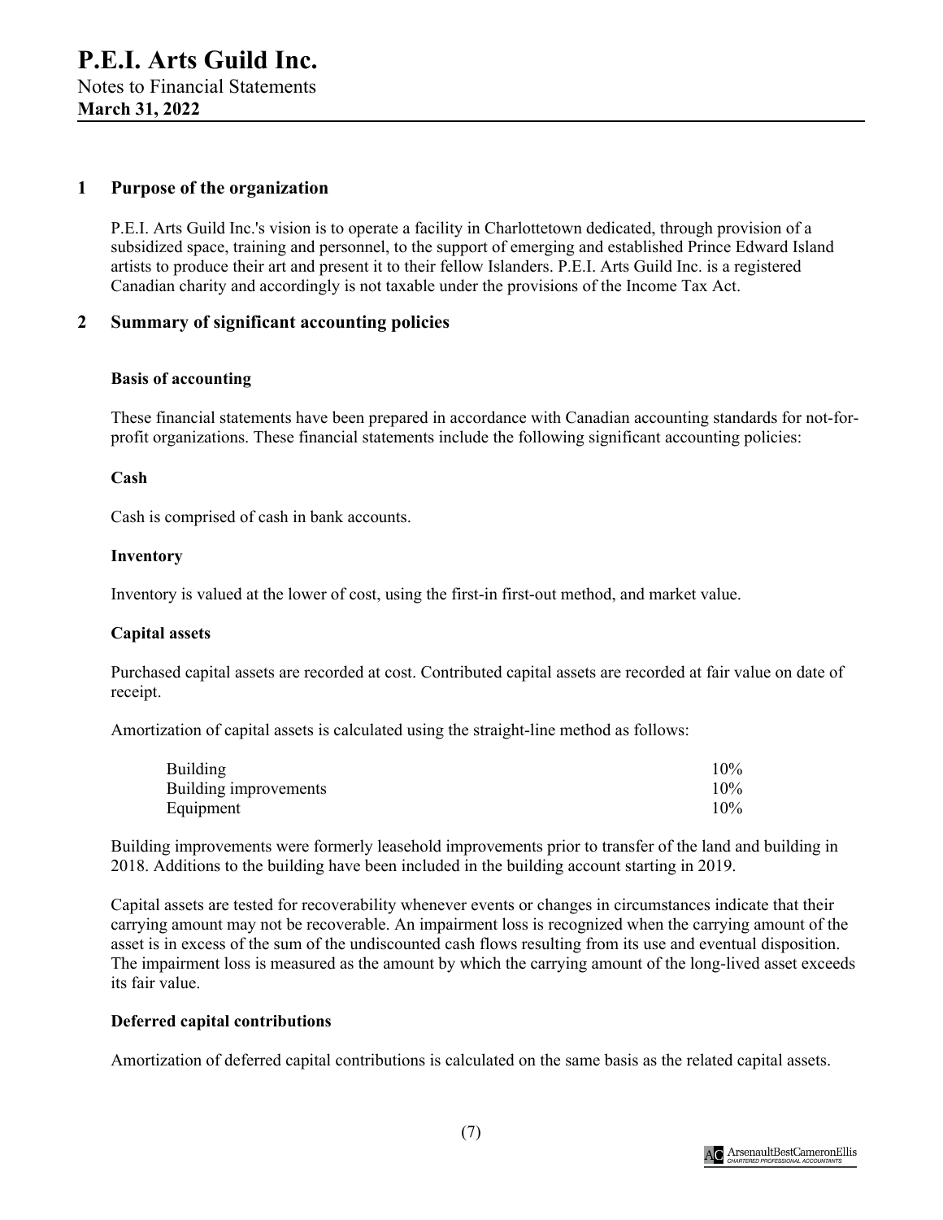# P.E.I. Arts Guild Inc.

Notes to Financial Statements

**March 31, 2022**

## 1 Purpose of the organization

P.E.I. Arts Guild Inc.'s vision is to operate a facility in Charlottetown dedicated, through provision of a subsidized space, training and personnel, to the support of emerging and established Prince Edward Island artists to produce their art and present it to their fellow Islanders. P.E.I. Arts Guild Inc. is a registered Canadian charity and accordingly is not taxable under the provisions of the Income Tax Act.

## 2 Summary of significant accounting policies

### Basis of accounting

These financial statements have been prepared in accordance with Canadian accounting standards for not-for-profit organizations. These financial statements include the following significant accounting policies:

### Cash

Cash is comprised of cash in bank accounts.

### Inventory

Inventory is valued at the lower of cost, using the first-in first-out method, and market value.

### Capital assets

Purchased capital assets are recorded at cost. Contributed capital assets are recorded at fair value on date of receipt.

Amortization of capital assets is calculated using the straight-line method as follows:

| | |
|---|---|
| Building | 10% |
| Building improvements | 10% |
| Equipment | 10% |

Building improvements were formerly leasehold improvements prior to transfer of the land and building in 2018. Additions to the building have been included in the building account starting in 2019.

Capital assets are tested for recoverability whenever events or changes in circumstances indicate that their carrying amount may not be recoverable. An impairment loss is recognized when the carrying amount of the asset is in excess of the sum of the undiscounted cash flows resulting from its use and eventual disposition. The impairment loss is measured as the amount by which the carrying amount of the long-lived asset exceeds its fair value.

### Deferred capital contributions

Amortization of deferred capital contributions is calculated on the same basis as the related capital assets.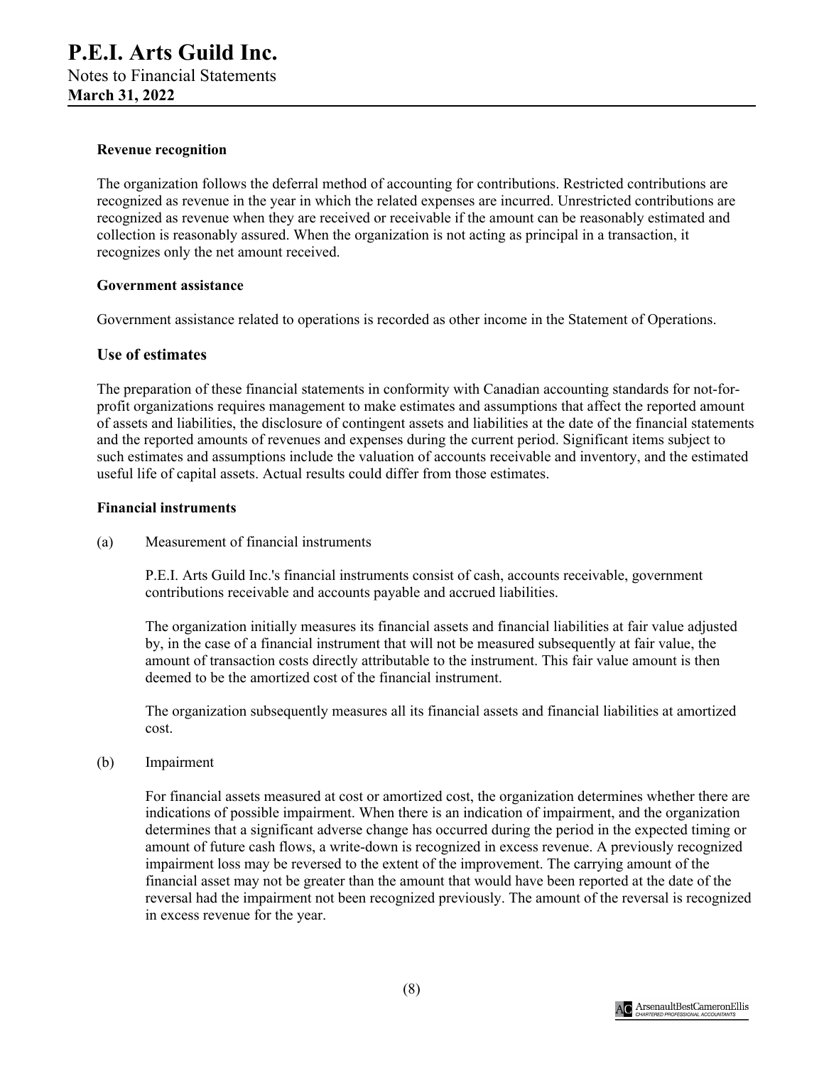#### Revenue recognition

The organization follows the deferral method of accounting for contributions. Restricted contributions are recognized as revenue in the year in which the related expenses are incurred. Unrestricted contributions are recognized as revenue when they are received or receivable if the amount can be reasonably estimated and collection is reasonably assured. When the organization is not acting as principal in a transaction, it recognizes only the net amount received.

#### Government assistance

Government assistance related to operations is recorded as other income in the Statement of Operations.

### Use of estimates

The preparation of these financial statements in conformity with Canadian accounting standards for not-for-profit organizations requires management to make estimates and assumptions that affect the reported amount of assets and liabilities, the disclosure of contingent assets and liabilities at the date of the financial statements and the reported amounts of revenues and expenses during the current period. Significant items subject to such estimates and assumptions include the valuation of accounts receivable and inventory, and the estimated useful life of capital assets. Actual results could differ from those estimates.

#### Financial instruments

(a) Measurement of financial instruments

P.E.I. Arts Guild Inc.'s financial instruments consist of cash, accounts receivable, government contributions receivable and accounts payable and accrued liabilities.

The organization initially measures its financial assets and financial liabilities at fair value adjusted by, in the case of a financial instrument that will not be measured subsequently at fair value, the amount of transaction costs directly attributable to the instrument. This fair value amount is then deemed to be the amortized cost of the financial instrument.

The organization subsequently measures all its financial assets and financial liabilities at amortized cost.

(b) Impairment

For financial assets measured at cost or amortized cost, the organization determines whether there are indications of possible impairment. When there is an indication of impairment, and the organization determines that a significant adverse change has occurred during the period in the expected timing or amount of future cash flows, a write-down is recognized in excess revenue. A previously recognized impairment loss may be reversed to the extent of the improvement. The carrying amount of the financial asset may not be greater than the amount that would have been reported at the date of the reversal had the impairment not been recognized previously. The amount of the reversal is recognized in excess revenue for the year.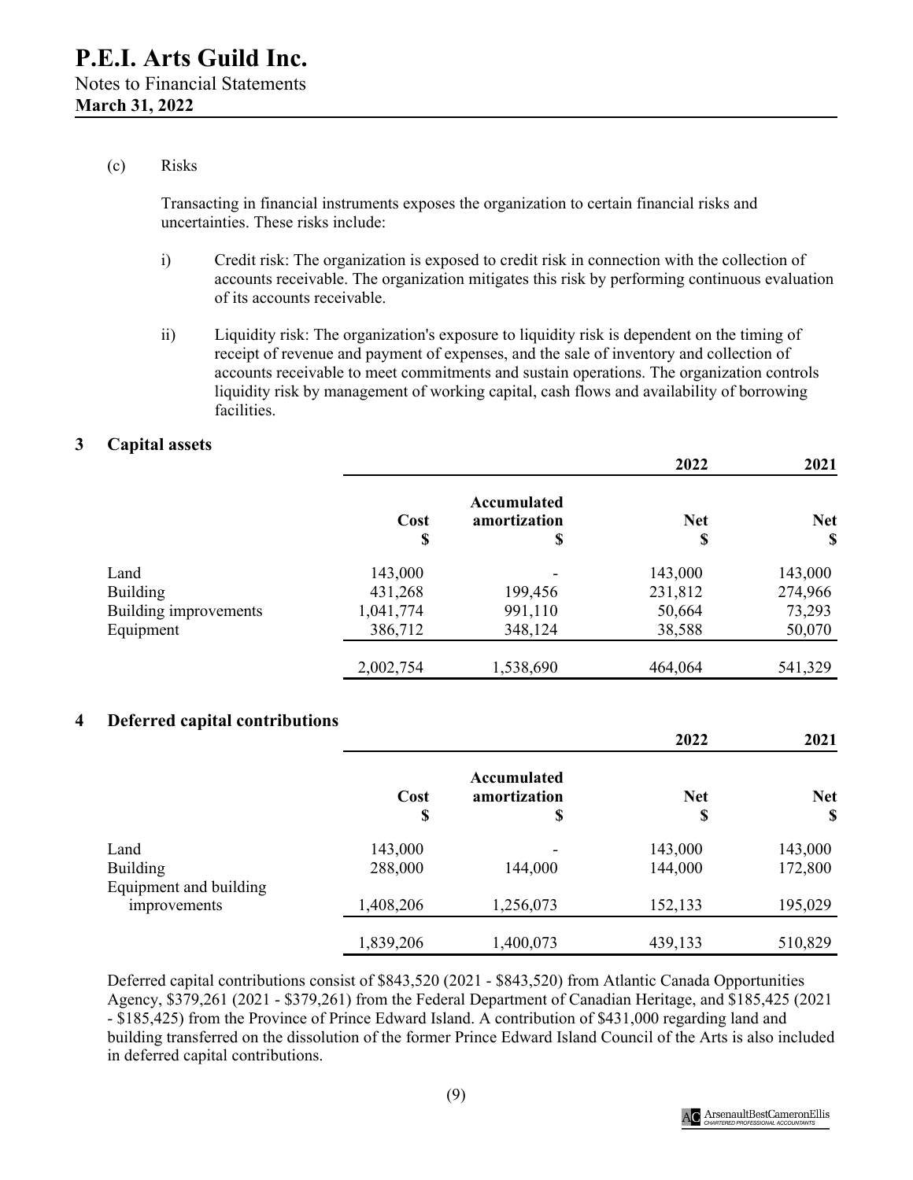# P.E.I. Arts Guild Inc.

Notes to Financial Statements

**March 31, 2022**

(c) Risks

Transacting in financial instruments exposes the organization to certain financial risks and uncertainties. These risks include:

i) Credit risk: The organization is exposed to credit risk in connection with the collection of accounts receivable. The organization mitigates this risk by performing continuous evaluation of its accounts receivable.

ii) Liquidity risk: The organization's exposure to liquidity risk is dependent on the timing of receipt of revenue and payment of expenses, and the sale of inventory and collection of accounts receivable to meet commitments and sustain operations. The organization controls liquidity risk by management of working capital, cash flows and availability of borrowing facilities.

## 3 Capital assets

| | | | 2022 | 2021 |
|---|---|---|---|---|
| | **Cost** $ | **Accumulated amortization** $ | **Net** $ | **Net** $ |
| Land | 143,000 | - | 143,000 | 143,000 |
| Building | 431,268 | 199,456 | 231,812 | 274,966 |
| Building improvements | 1,041,774 | 991,110 | 50,664 | 73,293 |
| Equipment | 386,712 | 348,124 | 38,588 | 50,070 |
| | 2,002,754 | 1,538,690 | 464,064 | 541,329 |

## 4 Deferred capital contributions

| | | | 2022 | 2021 |
|---|---|---|---|---|
| | **Cost** $ | **Accumulated amortization** $ | **Net** $ | **Net** $ |
| Land | 143,000 | - | 143,000 | 143,000 |
| Building | 288,000 | 144,000 | 144,000 | 172,800 |
| Equipment and building improvements | 1,408,206 | 1,256,073 | 152,133 | 195,029 |
| | 1,839,206 | 1,400,073 | 439,133 | 510,829 |

Deferred capital contributions consist of $843,520 (2021 - $843,520) from Atlantic Canada Opportunities Agency, $379,261 (2021 - $379,261) from the Federal Department of Canadian Heritage, and $185,425 (2021 - $185,425) from the Province of Prince Edward Island. A contribution of $431,000 regarding land and building transferred on the dissolution of the former Prince Edward Island Council of the Arts is also included in deferred capital contributions.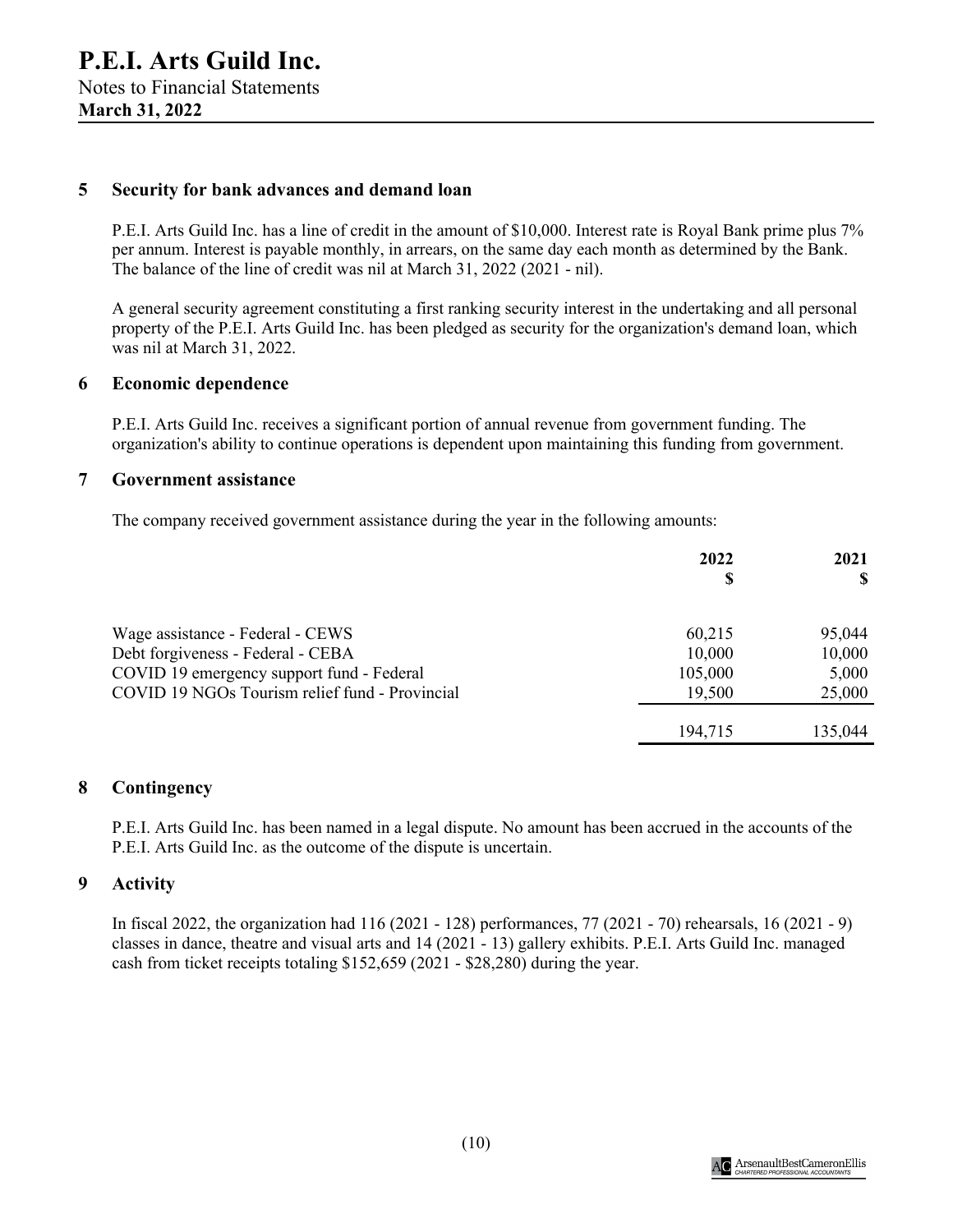# P.E.I. Arts Guild Inc.

Notes to Financial Statements

**March 31, 2022**

## 5 Security for bank advances and demand loan

P.E.I. Arts Guild Inc. has a line of credit in the amount of $10,000. Interest rate is Royal Bank prime plus 7% per annum. Interest is payable monthly, in arrears, on the same day each month as determined by the Bank. The balance of the line of credit was nil at March 31, 2022 (2021 - nil).

A general security agreement constituting a first ranking security interest in the undertaking and all personal property of the P.E.I. Arts Guild Inc. has been pledged as security for the organization's demand loan, which was nil at March 31, 2022.

## 6 Economic dependence

P.E.I. Arts Guild Inc. receives a significant portion of annual revenue from government funding. The organization's ability to continue operations is dependent upon maintaining this funding from government.

## 7 Government assistance

The company received government assistance during the year in the following amounts:

| | 2022<br>$ | 2021<br>$ |
|---|---|---|
| Wage assistance - Federal - CEWS | 60,215 | 95,044 |
| Debt forgiveness - Federal - CEBA | 10,000 | 10,000 |
| COVID 19 emergency support fund - Federal | 105,000 | 5,000 |
| COVID 19 NGOs Tourism relief fund - Provincial | 19,500 | 25,000 |
| | 194,715 | 135,044 |

## 8 Contingency

P.E.I. Arts Guild Inc. has been named in a legal dispute. No amount has been accrued in the accounts of the P.E.I. Arts Guild Inc. as the outcome of the dispute is uncertain.

## 9 Activity

In fiscal 2022, the organization had 116 (2021 - 128) performances, 77 (2021 - 70) rehearsals, 16 (2021 - 9) classes in dance, theatre and visual arts and 14 (2021 - 13) gallery exhibits. P.E.I. Arts Guild Inc. managed cash from ticket receipts totaling $152,659 (2021 - $28,280) during the year.